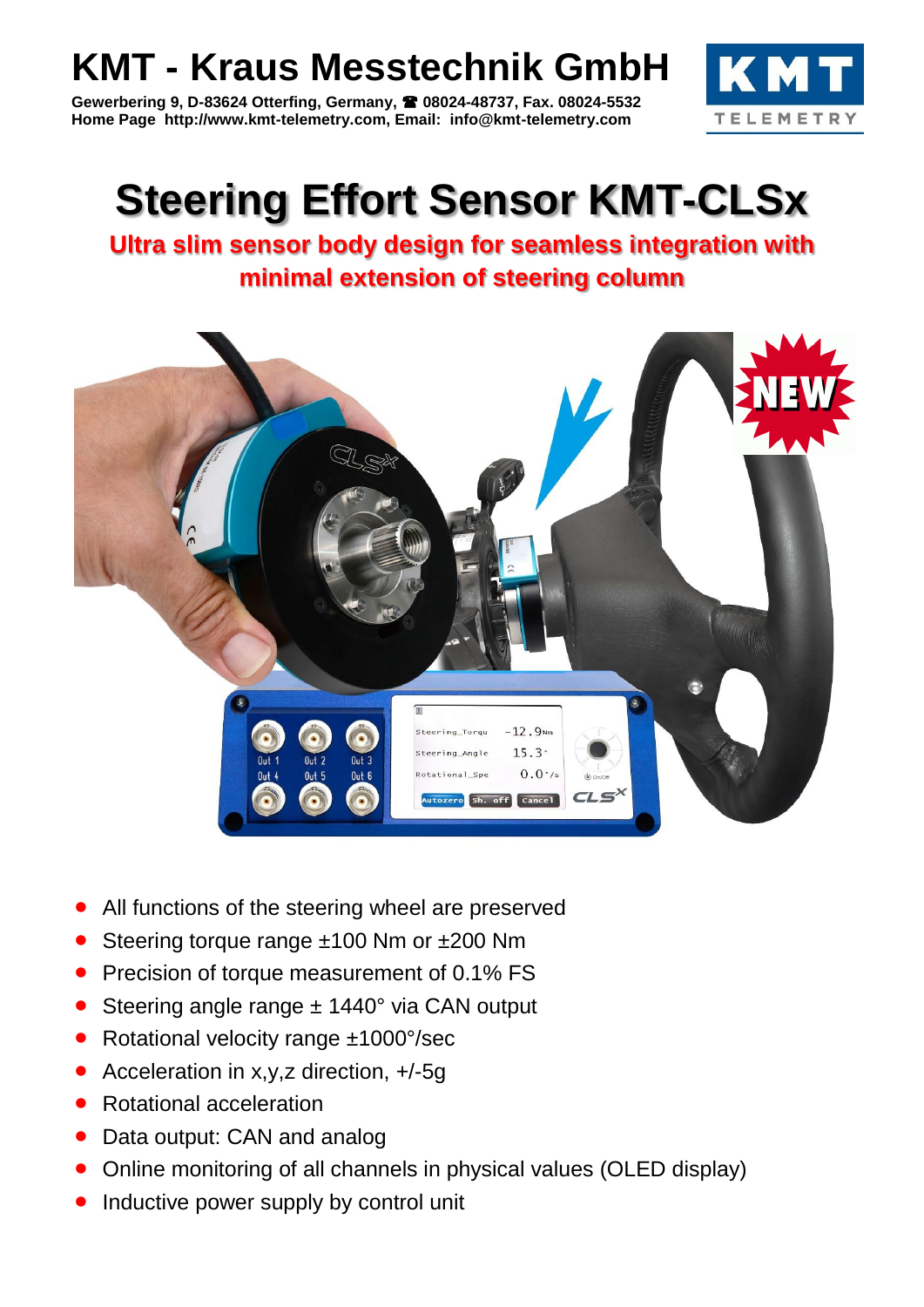# KMT - Kraus Messtechnik GmbH

**Gewerbering 9, D-83624 Otterfing, Germany, ☎ 08024-48737, Fax. 08024-5532**
**Home Page http://www.kmt-telemetry.com, Email: info@kmt-telemetry.com**

# Steering Effort Sensor KMT-CLSx

**Ultra slim sensor body design for seamless integration with minimal extension of steering column**

- All functions of the steering wheel are preserved
- Steering torque range ±100 Nm or ±200 Nm
- Precision of torque measurement of 0.1% FS
- Steering angle range ± 1440° via CAN output
- Rotational velocity range ±1000°/sec
- Acceleration in x,y,z direction, +/-5g
- Rotational acceleration
- Data output: CAN and analog
- Online monitoring of all channels in physical values (OLED display)
- Inductive power supply by control unit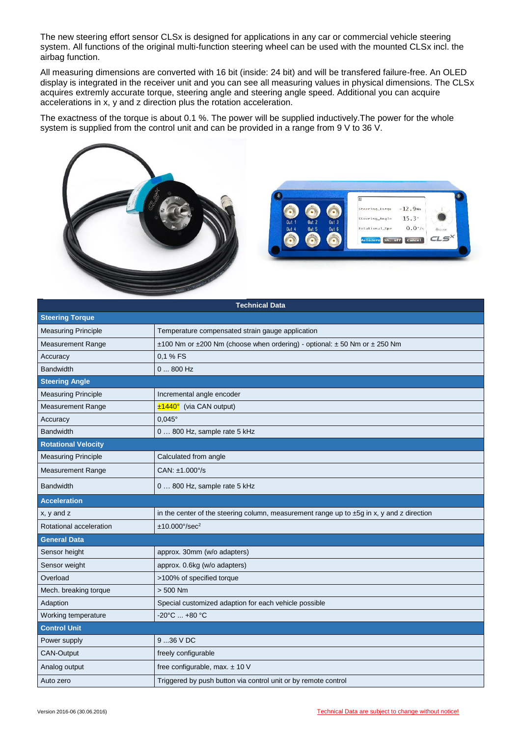The new steering effort sensor CLSx is designed for applications in any car or commercial vehicle steering system. All functions of the original multi-function steering wheel can be used with the mounted CLSx incl. the airbag function.

All measuring dimensions are converted with 16 bit (inside: 24 bit) and will be transfered failure-free. An OLED display is integrated in the receiver unit and you can see all measuring values in physical dimensions. The CLSx acquires extremly accurate torque, steering angle and steering angle speed. Additional you can acquire accelerations in x, y and z direction plus the rotation acceleration.

The exactness of the torque is about 0.1 %. The power will be supplied inductively.The power for the whole system is supplied from the control unit and can be provided in a range from 9 V to 36 V.

| Technical Data | |
|---|---|
| **Steering Torque** | |
| Measuring Principle | Temperature compensated strain gauge application |
| Measurement Range | ±100 Nm or ±200 Nm (choose when ordering) - optional: ± 50 Nm or ± 250 Nm |
| Accuracy | 0,1 % FS |
| Bandwidth | 0 ... 800 Hz |
| **Steering Angle** | |
| Measuring Principle | Incremental angle encoder |
| Measurement Range | ±1440° (via CAN output) |
| Accuracy | 0,045° |
| Bandwidth | 0 … 800 Hz, sample rate 5 kHz |
| **Rotational Velocity** | |
| Measuring Principle | Calculated from angle |
| Measurement Range | CAN: ±1.000°/s |
| Bandwidth | 0 … 800 Hz, sample rate 5 kHz |
| **Acceleration** | |
| x, y and z | in the center of the steering column, measurement range up to ±5g in x, y and z direction |
| Rotational acceleration | ±10.000°/sec$^2$ |
| **General Data** | |
| Sensor height | approx. 30mm (w/o adapters) |
| Sensor weight | approx. 0.6kg (w/o adapters) |
| Overload | >100% of specified torque |
| Mech. breaking torque | > 500 Nm |
| Adaption | Special customized adaption for each vehicle possible |
| Working temperature | -20°C ... +80 °C |
| **Control Unit** | |
| Power supply | 9 ...36 V DC |
| CAN-Output | freely configurable |
| Analog output | free configurable, max. ± 10 V |
| Auto zero | Triggered by push button via control unit or by remote control |

Version 2016-06 (30.06.2016)

Technical Data are subject to change without notice!